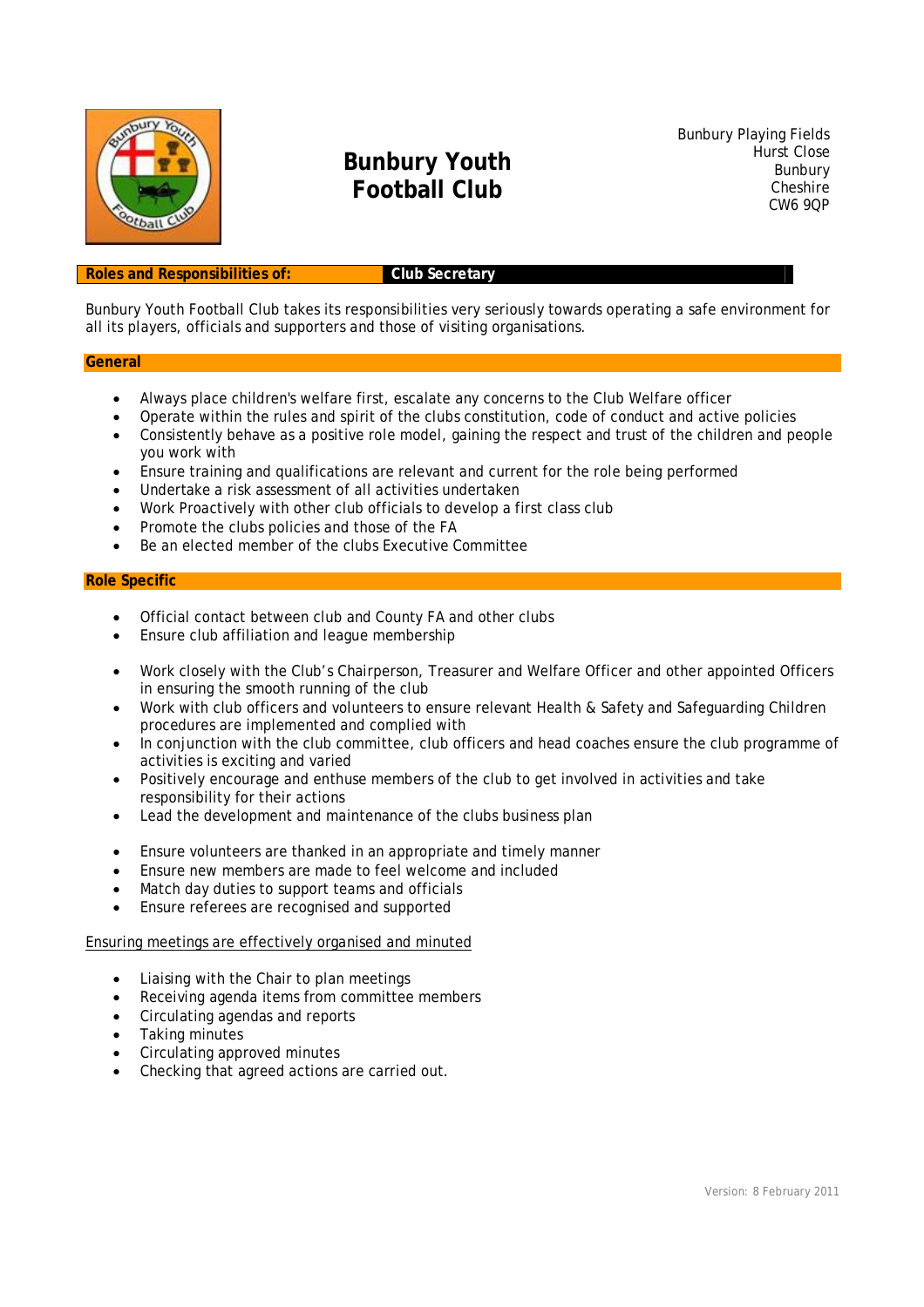# Bunbury Youth Football Club

Bunbury Playing Fields
Hurst Close
Bunbury
Cheshire
CW6 9QP

**Roles and Responsibilities of:** **Club Secretary**

Bunbury Youth Football Club takes its responsibilities very seriously towards operating a safe environment for all its players, officials and supporters and those of visiting organisations.

## General

- Always place children's welfare first, escalate any concerns to the Club Welfare officer
- Operate within the rules and spirit of the clubs constitution, code of conduct and active policies
- Consistently behave as a positive role model, gaining the respect and trust of the children and people you work with
- Ensure training and qualifications are relevant and current for the role being performed
- Undertake a risk assessment of all activities undertaken
- Work Proactively with other club officials to develop a first class club
- Promote the clubs policies and those of the FA
- Be an elected member of the clubs Executive Committee

## Role Specific

- Official contact between club and County FA and other clubs
- Ensure club affiliation and league membership

- Work closely with the Club's Chairperson, Treasurer and Welfare Officer and other appointed Officers in ensuring the smooth running of the club
- Work with club officers and volunteers to ensure relevant Health & Safety and Safeguarding Children procedures are implemented and complied with
- In conjunction with the club committee, club officers and head coaches ensure the club programme of activities is exciting and varied
- Positively encourage and enthuse members of the club to get involved in activities and take responsibility for their actions
- Lead the development and maintenance of the clubs business plan

- Ensure volunteers are thanked in an appropriate and timely manner
- Ensure new members are made to feel welcome and included
- Match day duties to support teams and officials
- Ensure referees are recognised and supported

<u>Ensuring meetings are effectively organised and minuted</u>

- Liaising with the Chair to plan meetings
- Receiving agenda items from committee members
- Circulating agendas and reports
- Taking minutes
- Circulating approved minutes
- Checking that agreed actions are carried out.

Version: 8 February 2011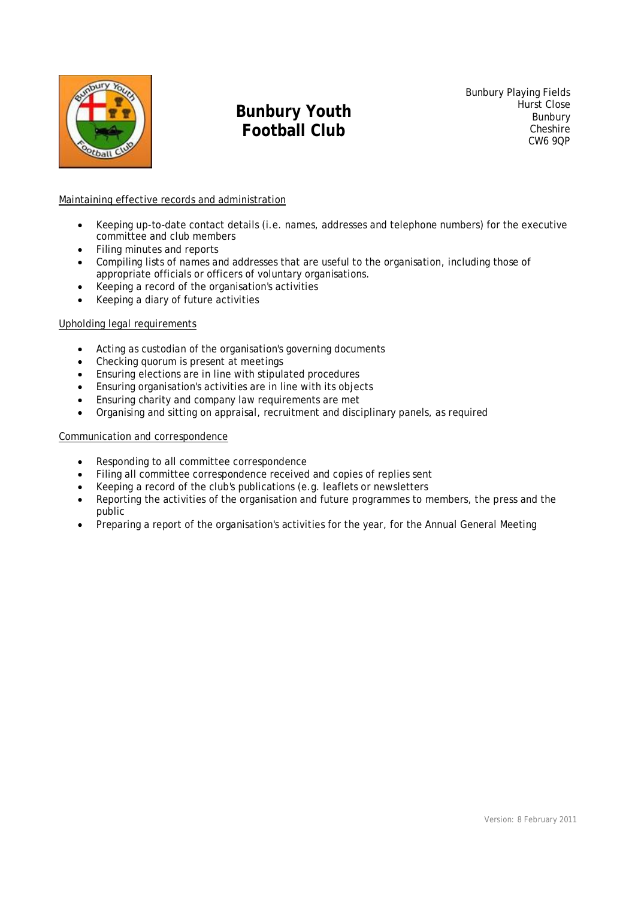# Bunbury Youth Football Club

Bunbury Playing Fields
Hurst Close
Bunbury
Cheshire
CW6 9QP

Maintaining effective records and administration

- Keeping up-to-date contact details (i.e. names, addresses and telephone numbers) for the executive committee and club members
- Filing minutes and reports
- Compiling lists of names and addresses that are useful to the organisation, including those of appropriate officials or officers of voluntary organisations.
- Keeping a record of the organisation's activities
- Keeping a diary of future activities

Upholding legal requirements

- Acting as custodian of the organisation's governing documents
- Checking quorum is present at meetings
- Ensuring elections are in line with stipulated procedures
- Ensuring organisation's activities are in line with its objects
- Ensuring charity and company law requirements are met
- Organising and sitting on appraisal, recruitment and disciplinary panels, as required

Communication and correspondence

- Responding to all committee correspondence
- Filing all committee correspondence received and copies of replies sent
- Keeping a record of the club's publications (e.g. leaflets or newsletters
- Reporting the activities of the organisation and future programmes to members, the press and the public
- Preparing a report of the organisation's activities for the year, for the Annual General Meeting

Version: 8 February 2011